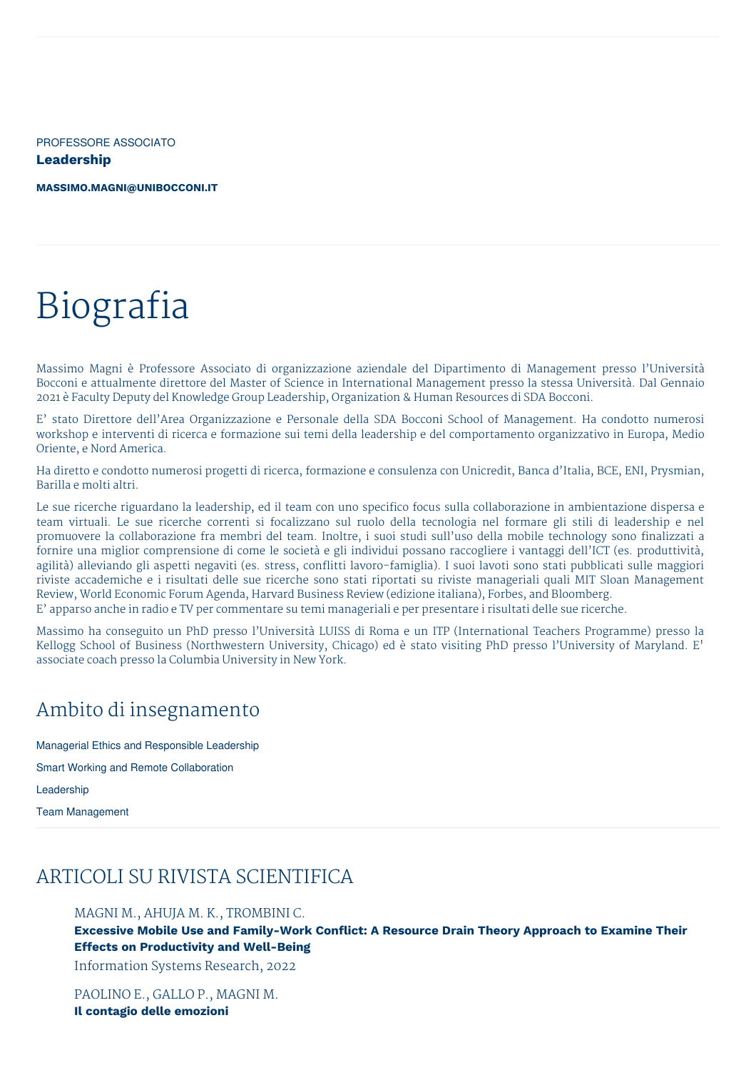PROFESSORE ASSOCIATO

**Leadership**

**MASSIMO.MAGNI@UNIBOCCONI.IT**

# Biografia

Massimo Magni è Professore Associato di organizzazione aziendale del Dipartimento di Management presso l'Università Bocconi e attualmente direttore del Master of Science in International Management presso la stessa Università. Dal Gennaio 2021 è Faculty Deputy del Knowledge Group Leadership, Organization & Human Resources di SDA Bocconi.

E' stato Direttore dell'Area Organizzazione e Personale della SDA Bocconi School of Management. Ha condotto numerosi workshop e interventi di ricerca e formazione sui temi della leadership e del comportamento organizzativo in Europa, Medio Oriente, e Nord America.

Ha diretto e condotto numerosi progetti di ricerca, formazione e consulenza con Unicredit, Banca d'Italia, BCE, ENI, Prysmian, Barilla e molti altri.

Le sue ricerche riguardano la leadership, ed il team con uno specifico focus sulla collaborazione in ambientazione dispersa e team virtuali. Le sue ricerche correnti si focalizzano sul ruolo della tecnologia nel formare gli stili di leadership e nel promuovere la collaborazione fra membri del team. Inoltre, i suoi studi sull'uso della mobile technology sono finalizzati a fornire una miglior comprensione di come le società e gli individui possano raccogliere i vantaggi dell'ICT (es. produttività, agilità) alleviando gli aspetti negaviti (es. stress, conflitti lavoro-famiglia). I suoi lavoti sono stati pubblicati sulle maggiori riviste accademiche e i risultati delle sue ricerche sono stati riportati su riviste manageriali quali MIT Sloan Management Review, World Economic Forum Agenda, Harvard Business Review (edizione italiana), Forbes, and Bloomberg.
E' apparso anche in radio e TV per commentare su temi manageriali e per presentare i risultati delle sue ricerche.

Massimo ha conseguito un PhD presso l'Università LUISS di Roma e un ITP (International Teachers Programme) presso la Kellogg School of Business (Northwestern University, Chicago) ed è stato visiting PhD presso l'University of Maryland. E' associate coach presso la Columbia University in New York.

## Ambito di insegnamento

Managerial Ethics and Responsible Leadership

Smart Working and Remote Collaboration

Leadership

Team Management

## ARTICOLI SU RIVISTA SCIENTIFICA

MAGNI M., AHUJA M. K., TROMBINI C.
**Excessive Mobile Use and Family-Work Conflict: A Resource Drain Theory Approach to Examine Their Effects on Productivity and Well-Being**
Information Systems Research, 2022

PAOLINO E., GALLO P., MAGNI M.
**Il contagio delle emozioni**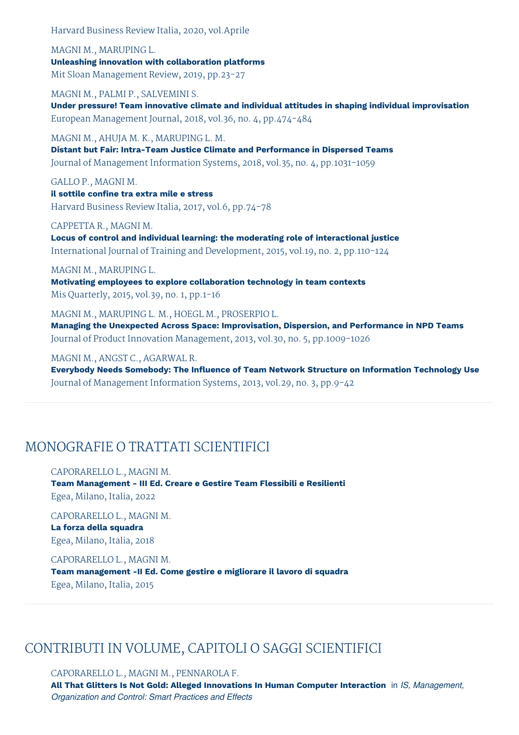Harvard Business Review Italia, 2020, vol.Aprile

MAGNI M., MARUPING L.
**Unleashing innovation with collaboration platforms**
Mit Sloan Management Review, 2019, pp.23-27

MAGNI M., PALMI P., SALVEMINI S.
**Under pressure! Team innovative climate and individual attitudes in shaping individual improvisation**
European Management Journal, 2018, vol.36, no. 4, pp.474-484

MAGNI M., AHUJA M. K., MARUPING L. M.
**Distant but Fair: Intra-Team Justice Climate and Performance in Dispersed Teams**
Journal of Management Information Systems, 2018, vol.35, no. 4, pp.1031-1059

GALLO P., MAGNI M.
**il sottile confine tra extra mile e stress**
Harvard Business Review Italia, 2017, vol.6, pp.74-78

CAPPETTA R., MAGNI M.
**Locus of control and individual learning: the moderating role of interactional justice**
International Journal of Training and Development, 2015, vol.19, no. 2, pp.110-124

MAGNI M., MARUPING L.
**Motivating employees to explore collaboration technology in team contexts**
Mis Quarterly, 2015, vol.39, no. 1, pp.1-16

MAGNI M., MARUPING L. M., HOEGL M., PROSERPIO L.
**Managing the Unexpected Across Space: Improvisation, Dispersion, and Performance in NPD Teams**
Journal of Product Innovation Management, 2013, vol.30, no. 5, pp.1009-1026

MAGNI M., ANGST C., AGARWAL R.
**Everybody Needs Somebody: The Influence of Team Network Structure on Information Technology Use**
Journal of Management Information Systems, 2013, vol.29, no. 3, pp.9-42

## MONOGRAFIE O TRATTATI SCIENTIFICI

CAPORARELLO L., MAGNI M.
**Team Management - III Ed. Creare e Gestire Team Flessibili e Resilienti**
Egea, Milano, Italia, 2022

CAPORARELLO L., MAGNI M.
**La forza della squadra**
Egea, Milano, Italia, 2018

CAPORARELLO L., MAGNI M.
**Team management -II Ed. Come gestire e migliorare il lavoro di squadra**
Egea, Milano, Italia, 2015

## CONTRIBUTI IN VOLUME, CAPITOLI O SAGGI SCIENTIFICI

CAPORARELLO L., MAGNI M., PENNAROLA F.
**All That Glitters Is Not Gold: Alleged Innovations In Human Computer Interaction** in *IS, Management, Organization and Control: Smart Practices and Effects*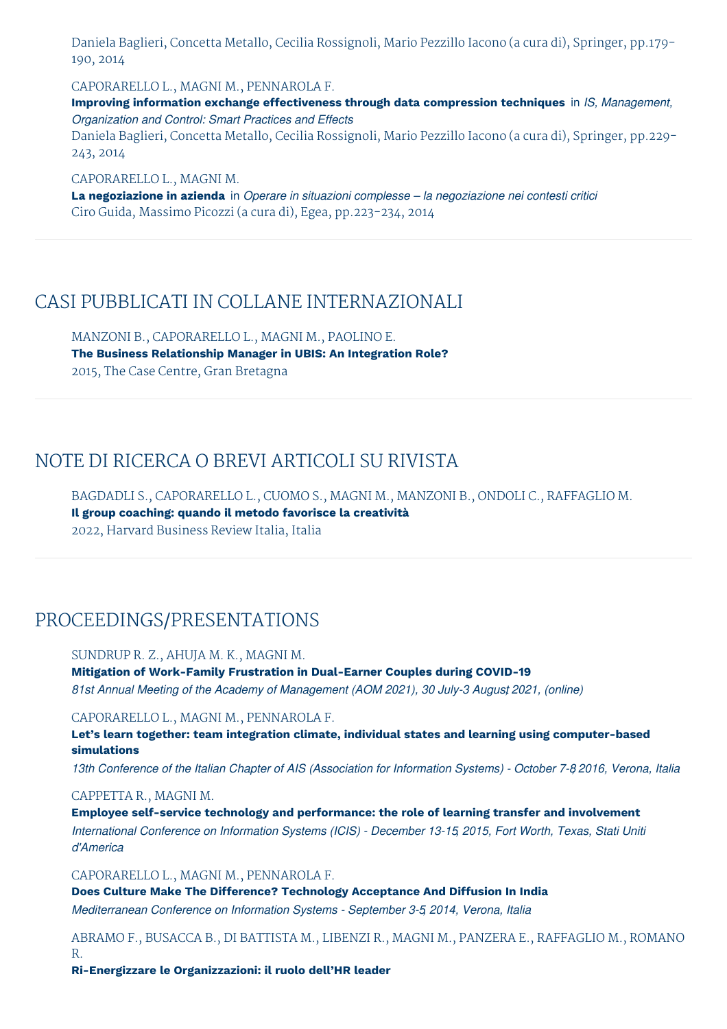Daniela Baglieri, Concetta Metallo, Cecilia Rossignoli, Mario Pezzillo Iacono (a cura di), Springer, pp.179-190, 2014

CAPORARELLO L., MAGNI M., PENNAROLA F.
**Improving information exchange effectiveness through data compression techniques** in *IS, Management, Organization and Control: Smart Practices and Effects*
Daniela Baglieri, Concetta Metallo, Cecilia Rossignoli, Mario Pezzillo Iacono (a cura di), Springer, pp.229-243, 2014

CAPORARELLO L., MAGNI M.
**La negoziazione in azienda** in *Operare in situazioni complesse – la negoziazione nei contesti critici*
Ciro Guida, Massimo Picozzi (a cura di), Egea, pp.223-234, 2014

## CASI PUBBLICATI IN COLLANE INTERNAZIONALI

MANZONI B., CAPORARELLO L., MAGNI M., PAOLINO E.
**The Business Relationship Manager in UBIS: An Integration Role?**
2015, The Case Centre, Gran Bretagna

## NOTE DI RICERCA O BREVI ARTICOLI SU RIVISTA

BAGDADLI S., CAPORARELLO L., CUOMO S., MAGNI M., MANZONI B., ONDOLI C., RAFFAGLIO M.
**Il group coaching: quando il metodo favorisce la creatività**
2022, Harvard Business Review Italia, Italia

## PROCEEDINGS/PRESENTATIONS

SUNDRUP R. Z., AHUJA M. K., MAGNI M.
**Mitigation of Work-Family Frustration in Dual-Earner Couples during COVID-19**
*81st Annual Meeting of the Academy of Management (AOM 2021), 30 July-3 August, 2021, (online)*

CAPORARELLO L., MAGNI M., PENNAROLA F.
**Let's learn together: team integration climate, individual states and learning using computer-based simulations**
*13th Conference of the Italian Chapter of AIS (Association for Information Systems) - October 7-8, 2016, Verona, Italia*

CAPPETTA R., MAGNI M.
**Employee self-service technology and performance: the role of learning transfer and involvement**
*International Conference on Information Systems (ICIS) - December 13-15, 2015, Fort Worth, Texas, Stati Uniti d'America*

CAPORARELLO L., MAGNI M., PENNAROLA F.
**Does Culture Make The Difference? Technology Acceptance And Diffusion In India**
*Mediterranean Conference on Information Systems - September 3-5, 2014, Verona, Italia*

ABRAMO F., BUSACCA B., DI BATTISTA M., LIBENZI R., MAGNI M., PANZERA E., RAFFAGLIO M., ROMANO R.
**Ri-Energizzare le Organizzazioni: il ruolo dell'HR leader**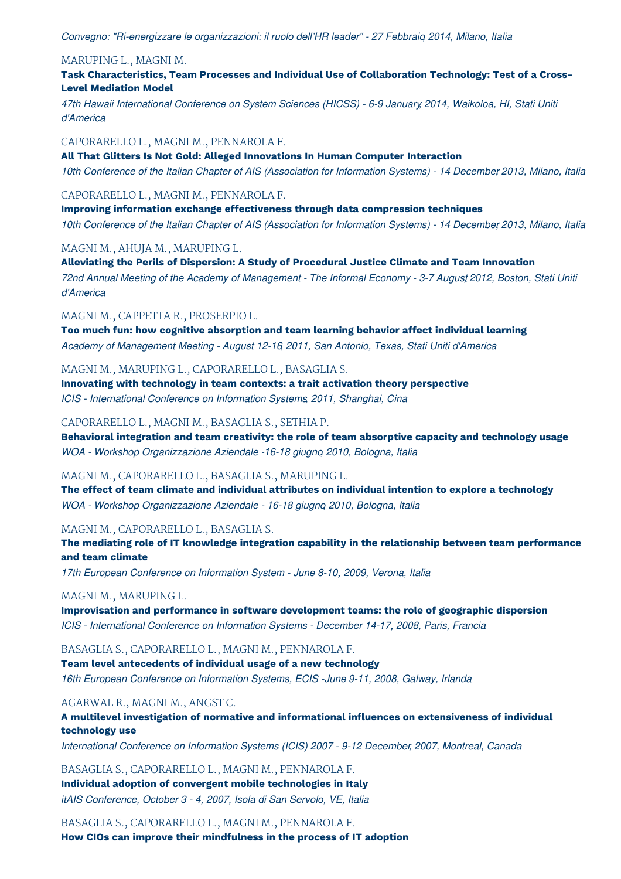*Convegno: "Ri-energizzare le organizzazioni: il ruolo dell'HR leader" - 27 Febbraio, 2014, Milano, Italia*

MARUPING L., MAGNI M.

**Task Characteristics, Team Processes and Individual Use of Collaboration Technology: Test of a Cross-Level Mediation Model**

*47th Hawaii International Conference on System Sciences (HICSS) - 6-9 January, 2014, Waikoloa, HI, Stati Uniti d'America*

CAPORARELLO L., MAGNI M., PENNAROLA F.

**All That Glitters Is Not Gold: Alleged Innovations In Human Computer Interaction**

*10th Conference of the Italian Chapter of AIS (Association for Information Systems) - 14 December, 2013, Milano, Italia*

CAPORARELLO L., MAGNI M., PENNAROLA F.

**Improving information exchange effectiveness through data compression techniques**

*10th Conference of the Italian Chapter of AIS (Association for Information Systems) - 14 December, 2013, Milano, Italia*

MAGNI M., AHUJA M., MARUPING L.

**Alleviating the Perils of Dispersion: A Study of Procedural Justice Climate and Team Innovation**

*72nd Annual Meeting of the Academy of Management - The Informal Economy - 3-7 August, 2012, Boston, Stati Uniti d'America*

MAGNI M., CAPPETTA R., PROSERPIO L.

**Too much fun: how cognitive absorption and team learning behavior affect individual learning**

*Academy of Management Meeting - August 12-16, 2011, San Antonio, Texas, Stati Uniti d'America*

MAGNI M., MARUPING L., CAPORARELLO L., BASAGLIA S.

**Innovating with technology in team contexts: a trait activation theory perspective**

*ICIS - International Conference on Information Systems, 2011, Shanghai, Cina*

CAPORARELLO L., MAGNI M., BASAGLIA S., SETHIA P.

**Behavioral integration and team creativity: the role of team absorptive capacity and technology usage**

*WOA - Workshop Organizzazione Aziendale -16-18 giugno, 2010, Bologna, Italia*

MAGNI M., CAPORARELLO L., BASAGLIA S., MARUPING L.

**The effect of team climate and individual attributes on individual intention to explore a technology**

*WOA - Workshop Organizzazione Aziendale - 16-18 giugno, 2010, Bologna, Italia*

MAGNI M., CAPORARELLO L., BASAGLIA S.

**The mediating role of IT knowledge integration capability in the relationship between team performance and team climate**

*17th European Conference on Information System - June 8-10, 2009, Verona, Italia*

MAGNI M., MARUPING L.

**Improvisation and performance in software development teams: the role of geographic dispersion**

*ICIS - International Conference on Information Systems - December 14-17, 2008, Paris, Francia*

BASAGLIA S., CAPORARELLO L., MAGNI M., PENNAROLA F.

**Team level antecedents of individual usage of a new technology**

*16th European Conference on Information Systems, ECIS -June 9-11, 2008, Galway, Irlanda*

AGARWAL R., MAGNI M., ANGST C.

**A multilevel investigation of normative and informational influences on extensiveness of individual technology use**

*International Conference on Information Systems (ICIS) 2007 - 9-12 December, 2007, Montreal, Canada*

BASAGLIA S., CAPORARELLO L., MAGNI M., PENNAROLA F.

**Individual adoption of convergent mobile technologies in Italy**

*itAIS Conference, October 3 - 4, 2007, Isola di San Servolo, VE, Italia*

BASAGLIA S., CAPORARELLO L., MAGNI M., PENNAROLA F.

**How CIOs can improve their mindfulness in the process of IT adoption**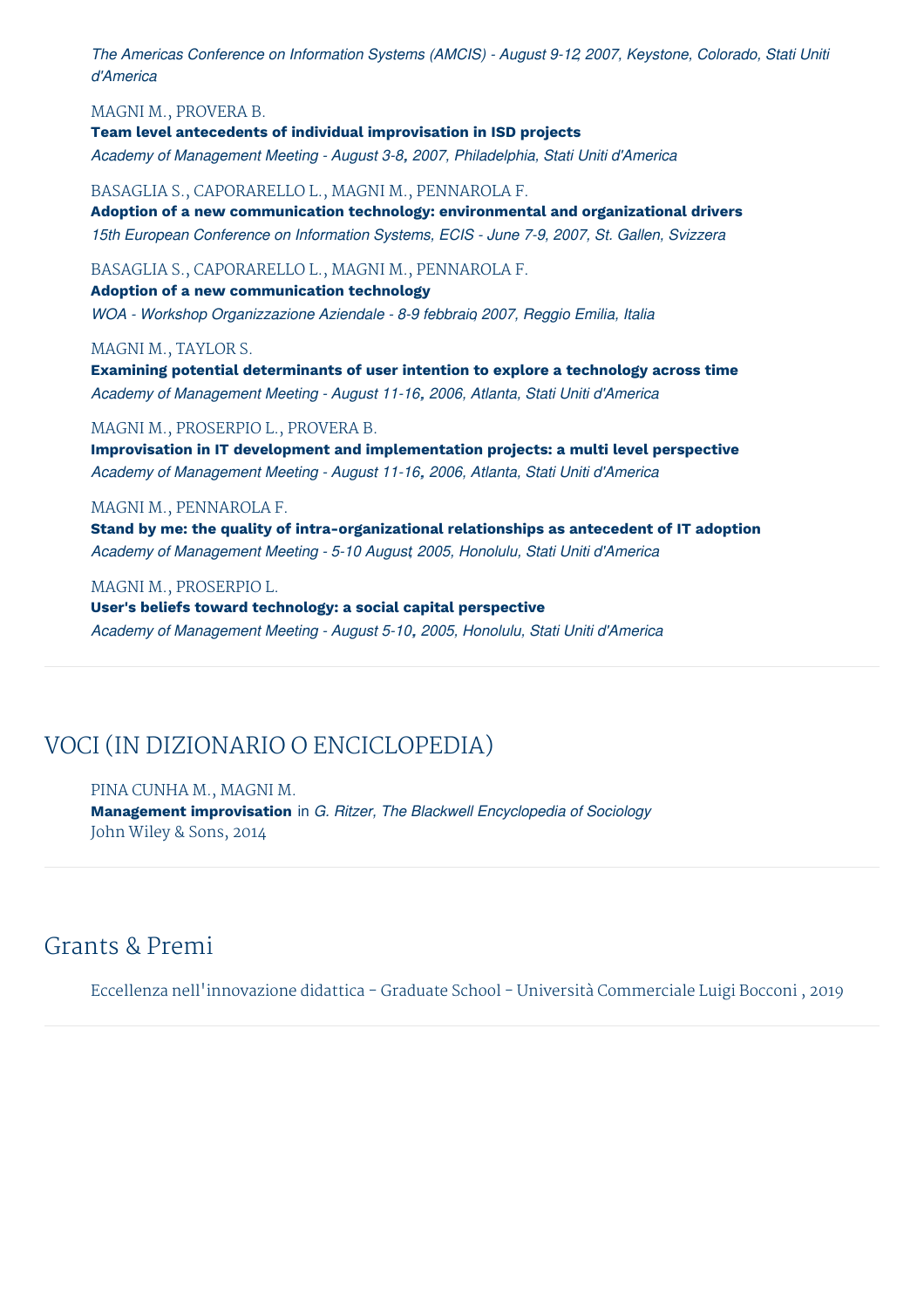*The Americas Conference on Information Systems (AMCIS) - August 9-12, 2007, Keystone, Colorado, Stati Uniti d'America*

MAGNI M., PROVERA B.
**Team level antecedents of individual improvisation in ISD projects**
*Academy of Management Meeting - August 3-8, 2007, Philadelphia, Stati Uniti d'America*

BASAGLIA S., CAPORARELLO L., MAGNI M., PENNAROLA F.
**Adoption of a new communication technology: environmental and organizational drivers**
*15th European Conference on Information Systems, ECIS - June 7-9, 2007, St. Gallen, Svizzera*

BASAGLIA S., CAPORARELLO L., MAGNI M., PENNAROLA F.
**Adoption of a new communication technology**
*WOA - Workshop Organizzazione Aziendale - 8-9 febbraio, 2007, Reggio Emilia, Italia*

MAGNI M., TAYLOR S.
**Examining potential determinants of user intention to explore a technology across time**
*Academy of Management Meeting - August 11-16, 2006, Atlanta, Stati Uniti d'America*

MAGNI M., PROSERPIO L., PROVERA B.
**Improvisation in IT development and implementation projects: a multi level perspective**
*Academy of Management Meeting - August 11-16, 2006, Atlanta, Stati Uniti d'America*

MAGNI M., PENNAROLA F.
**Stand by me: the quality of intra-organizational relationships as antecedent of IT adoption**
*Academy of Management Meeting - 5-10 August, 2005, Honolulu, Stati Uniti d'America*

MAGNI M., PROSERPIO L.
**User's beliefs toward technology: a social capital perspective**
*Academy of Management Meeting - August 5-10, 2005, Honolulu, Stati Uniti d'America*

## VOCI (IN DIZIONARIO O ENCICLOPEDIA)

PINA CUNHA M., MAGNI M.
**Management improvisation** in *G. Ritzer, The Blackwell Encyclopedia of Sociology*
John Wiley & Sons, 2014

## Grants & Premi

Eccellenza nell'innovazione didattica - Graduate School - Università Commerciale Luigi Bocconi , 2019